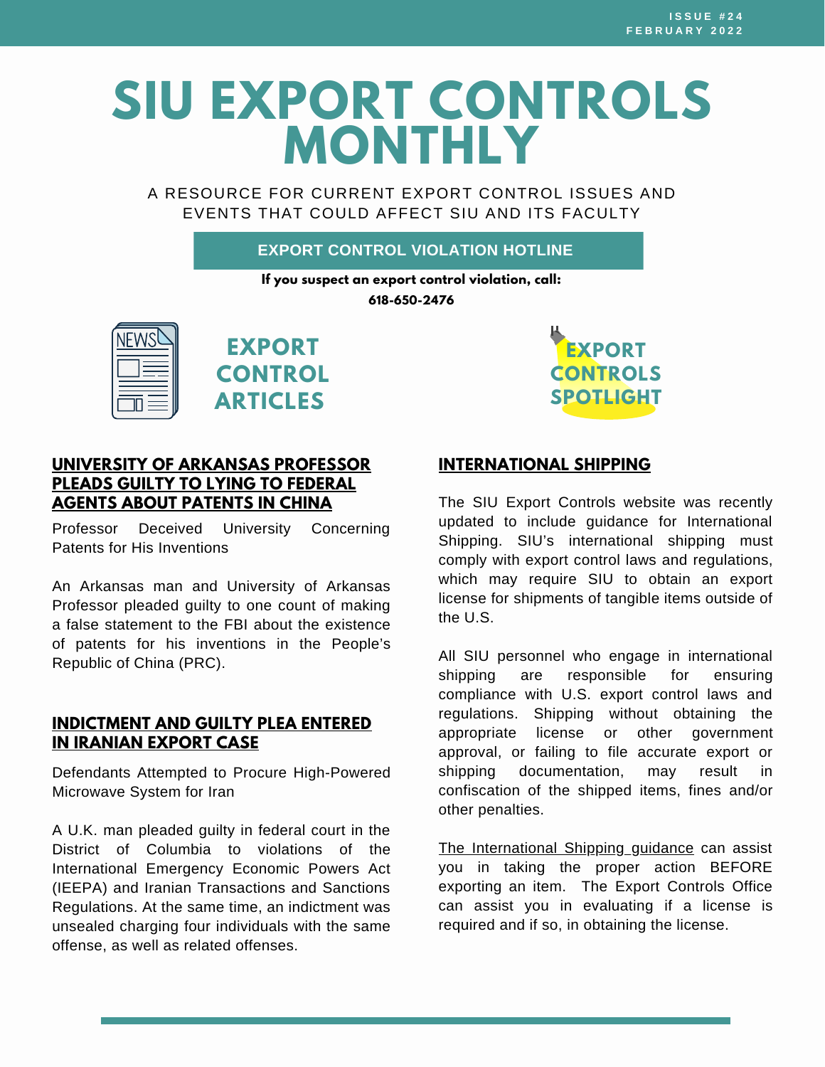ISSUE #24
FEBRUARY 2022

# SIU EXPORT CONTROLS MONTHLY

A RESOURCE FOR CURRENT EXPORT CONTROL ISSUES AND EVENTS THAT COULD AFFECT SIU AND ITS FACULTY

**EXPORT CONTROL VIOLATION HOTLINE**

**If you suspect an export control violation, call:**
**618-650-2476**

## EXPORT CONTROL ARTICLES

### UNIVERSITY OF ARKANSAS PROFESSOR PLEADS GUILTY TO LYING TO FEDERAL AGENTS ABOUT PATENTS IN CHINA

Professor Deceived University Concerning Patents for His Inventions

An Arkansas man and University of Arkansas Professor pleaded guilty to one count of making a false statement to the FBI about the existence of patents for his inventions in the People's Republic of China (PRC).

### INDICTMENT AND GUILTY PLEA ENTERED IN IRANIAN EXPORT CASE

Defendants Attempted to Procure High-Powered Microwave System for Iran

A U.K. man pleaded guilty in federal court in the District of Columbia to violations of the International Emergency Economic Powers Act (IEEPA) and Iranian Transactions and Sanctions Regulations. At the same time, an indictment was unsealed charging four individuals with the same offense, as well as related offenses.

## EXPORT CONTROLS SPOTLIGHT

### INTERNATIONAL SHIPPING

The SIU Export Controls website was recently updated to include guidance for International Shipping. SIU's international shipping must comply with export control laws and regulations, which may require SIU to obtain an export license for shipments of tangible items outside of the U.S.

All SIU personnel who engage in international shipping are responsible for ensuring compliance with U.S. export control laws and regulations. Shipping without obtaining the appropriate license or other government approval, or failing to file accurate export or shipping documentation, may result in confiscation of the shipped items, fines and/or other penalties.

The International Shipping guidance can assist you in taking the proper action BEFORE exporting an item. The Export Controls Office can assist you in evaluating if a license is required and if so, in obtaining the license.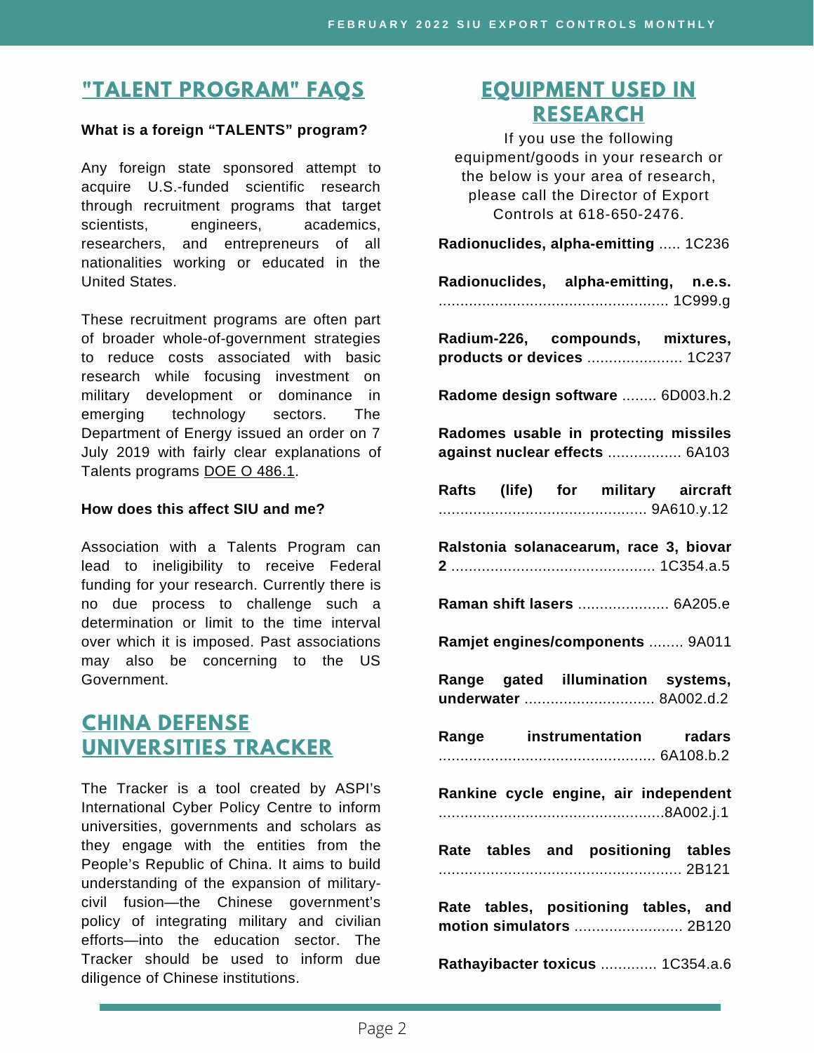## "TALENT PROGRAM" FAQS

**What is a foreign "TALENTS" program?**

Any foreign state sponsored attempt to acquire U.S.-funded scientific research through recruitment programs that target scientists, engineers, academics, researchers, and entrepreneurs of all nationalities working or educated in the United States.

These recruitment programs are often part of broader whole-of-government strategies to reduce costs associated with basic research while focusing investment on military development or dominance in emerging technology sectors. The Department of Energy issued an order on 7 July 2019 with fairly clear explanations of Talents programs DOE O 486.1.

**How does this affect SIU and me?**

Association with a Talents Program can lead to ineligibility to receive Federal funding for your research. Currently there is no due process to challenge such a determination or limit to the time interval over which it is imposed. Past associations may also be concerning to the US Government.

## CHINA DEFENSE UNIVERSITIES TRACKER

The Tracker is a tool created by ASPI's International Cyber Policy Centre to inform universities, governments and scholars as they engage with the entities from the People's Republic of China. It aims to build understanding of the expansion of military-civil fusion—the Chinese government's policy of integrating military and civilian efforts—into the education sector. The Tracker should be used to inform due diligence of Chinese institutions.

## EQUIPMENT USED IN RESEARCH

If you use the following equipment/goods in your research or the below is your area of research, please call the Director of Export Controls at 618-650-2476.

**Radionuclides, alpha-emitting** ..... 1C236

**Radionuclides, alpha-emitting, n.e.s.** ..................................................... 1C999.g

**Radium-226, compounds, mixtures, products or devices** ...................... 1C237

**Radome design software** ........ 6D003.h.2

**Radomes usable in protecting missiles against nuclear effects** ................. 6A103

**Rafts (life) for military aircraft** ................................................ 9A610.y.12

**Ralstonia solanacearum, race 3, biovar 2** ............................................... 1C354.a.5

**Raman shift lasers** ..................... 6A205.e

**Ramjet engines/components** ........ 9A011

**Range gated illumination systems, underwater** .............................. 8A002.d.2

**Range instrumentation radars** .................................................. 6A108.b.2

**Rankine cycle engine, air independent** ....................................................8A002.j.1

**Rate tables and positioning tables** ........................................................ 2B121

**Rate tables, positioning tables, and motion simulators** ......................... 2B120

**Rathayibacter toxicus** ............. 1C354.a.6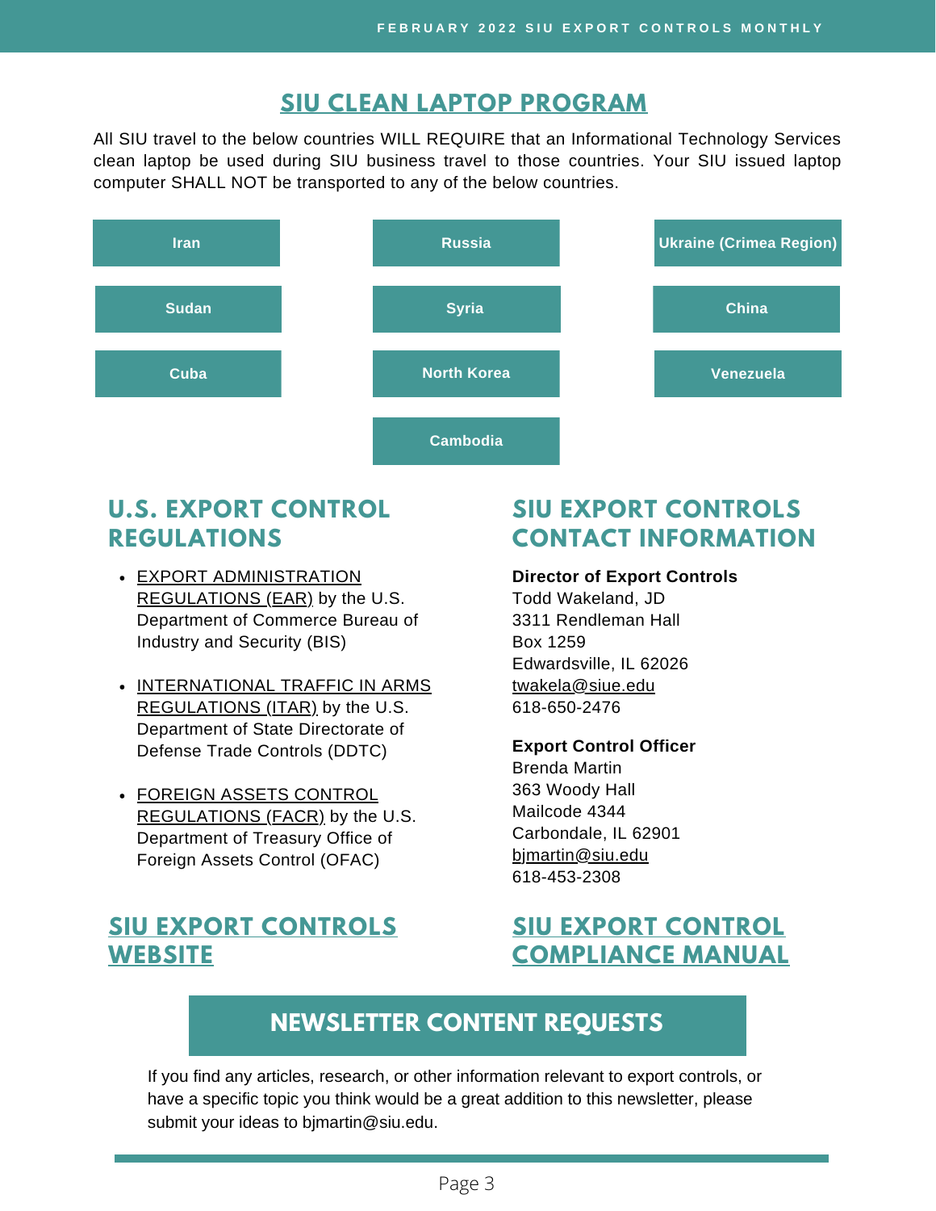## SIU CLEAN LAPTOP PROGRAM

All SIU travel to the below countries WILL REQUIRE that an Informational Technology Services clean laptop be used during SIU business travel to those countries. Your SIU issued laptop computer SHALL NOT be transported to any of the below countries.

- Iran
- Russia
- Ukraine (Crimea Region)
- Sudan
- Syria
- China
- Cuba
- North Korea
- Venezuela
- Cambodia

## U.S. EXPORT CONTROL REGULATIONS

- EXPORT ADMINISTRATION REGULATIONS (EAR) by the U.S. Department of Commerce Bureau of Industry and Security (BIS)
- INTERNATIONAL TRAFFIC IN ARMS REGULATIONS (ITAR) by the U.S. Department of State Directorate of Defense Trade Controls (DDTC)
- FOREIGN ASSETS CONTROL REGULATIONS (FACR) by the U.S. Department of Treasury Office of Foreign Assets Control (OFAC)

## SIU EXPORT CONTROLS CONTACT INFORMATION

**Director of Export Controls**
Todd Wakeland, JD
3311 Rendleman Hall
Box 1259
Edwardsville, IL 62026
twakela@siue.edu
618-650-2476

**Export Control Officer**
Brenda Martin
363 Woody Hall
Mailcode 4344
Carbondale, IL 62901
bjmartin@siu.edu
618-453-2308

## SIU EXPORT CONTROLS WEBSITE

## SIU EXPORT CONTROL COMPLIANCE MANUAL

## NEWSLETTER CONTENT REQUESTS

If you find any articles, research, or other information relevant to export controls, or have a specific topic you think would be a great addition to this newsletter, please submit your ideas to bjmartin@siu.edu.